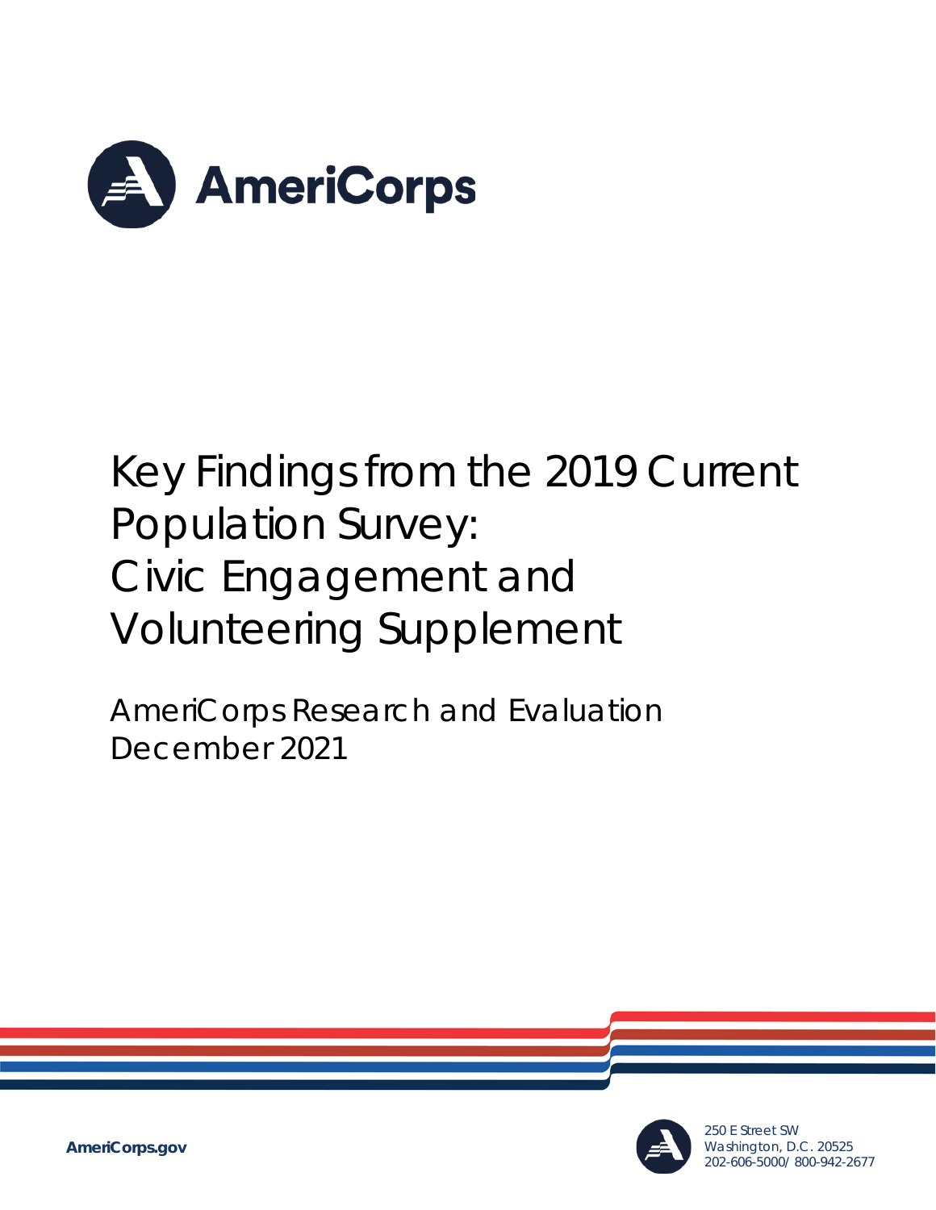AmeriCorps

# Key Findings from the 2019 Current Population Survey: Civic Engagement and Volunteering Supplement

AmeriCorps Research and Evaluation
December 2021

AmeriCorps.gov

250 E Street SW
Washington, D.C. 20525
202-606-5000/ 800-942-2677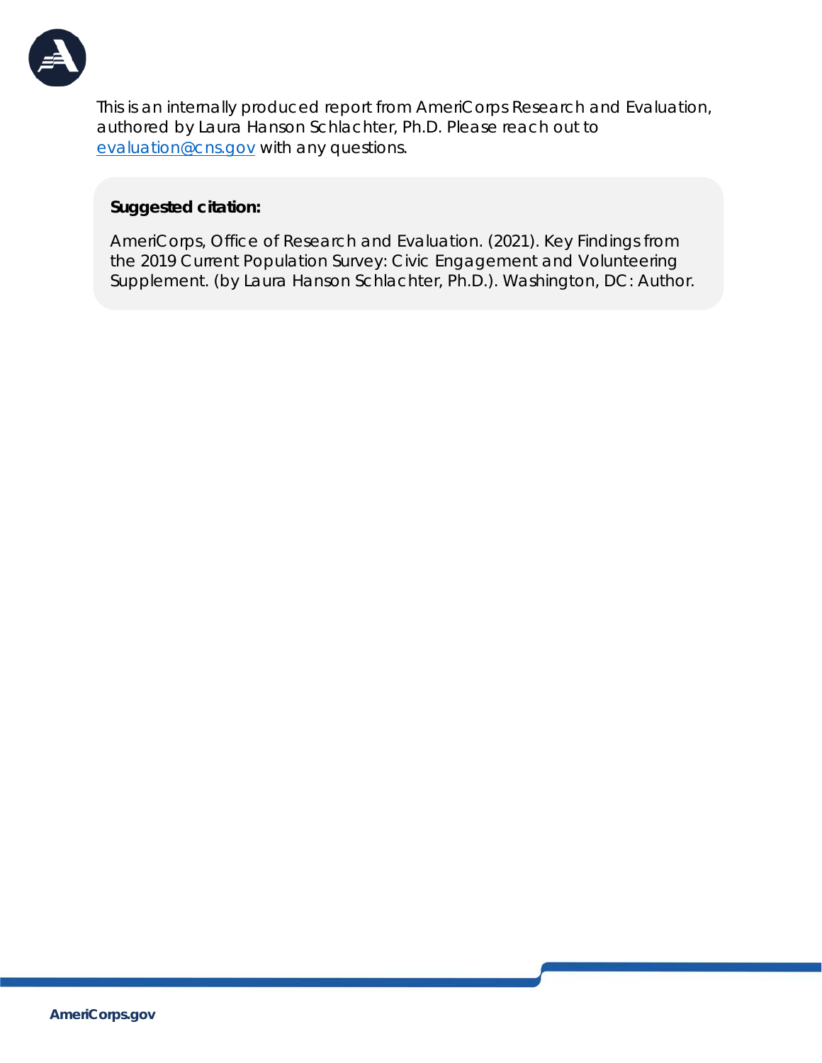This is an internally produced report from AmeriCorps Research and Evaluation, authored by Laura Hanson Schlachter, Ph.D. Please reach out to [evaluation@cns.gov](mailto:evaluation@cns.gov) with any questions.

**Suggested citation:**

AmeriCorps, Office of Research and Evaluation. (2021). Key Findings from the 2019 Current Population Survey: Civic Engagement and Volunteering Supplement. (by Laura Hanson Schlachter, Ph.D.). Washington, DC: Author.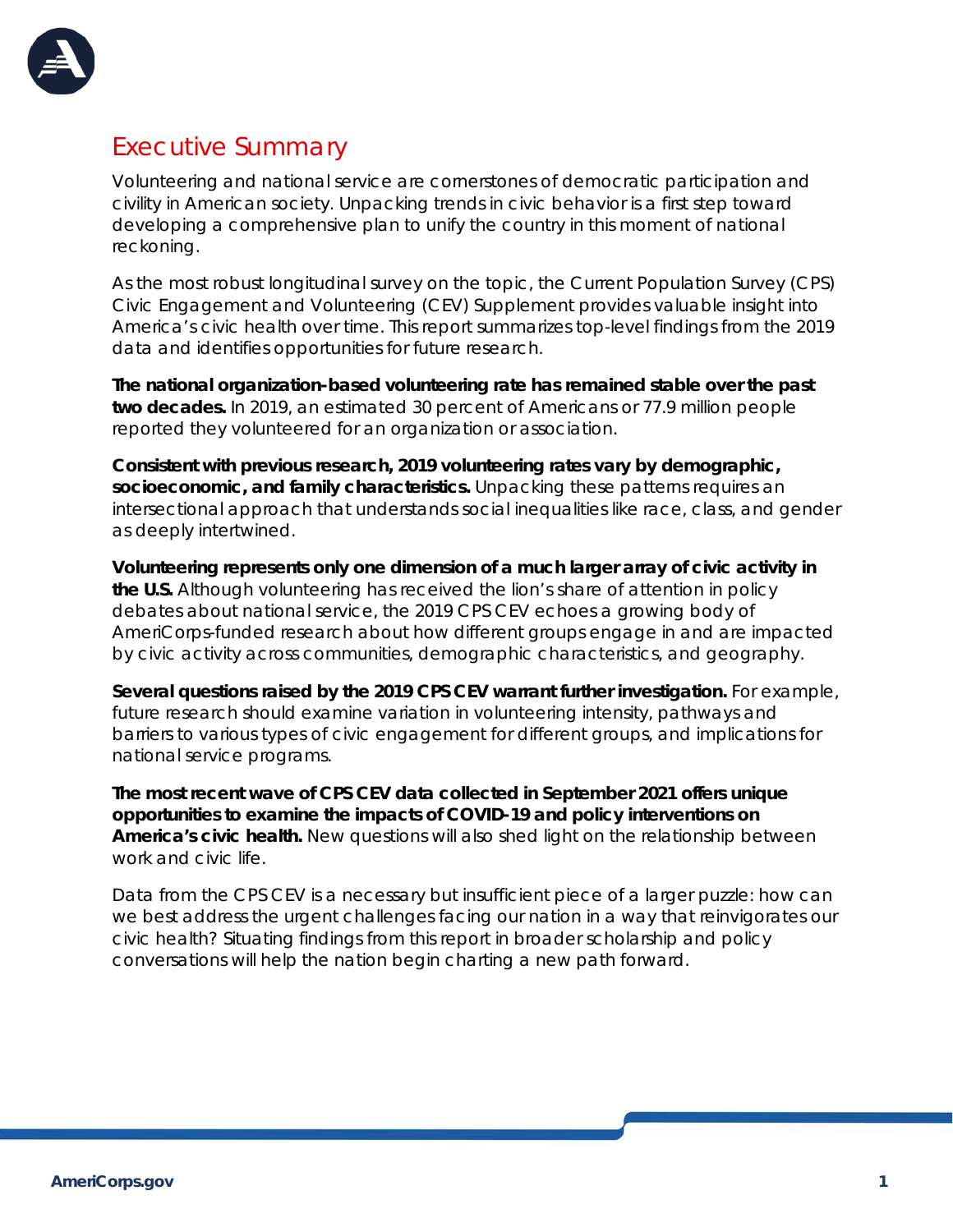# Executive Summary

Volunteering and national service are cornerstones of democratic participation and civility in American society. Unpacking trends in civic behavior is a first step toward developing a comprehensive plan to unify the country in this moment of national reckoning.

As the most robust longitudinal survey on the topic, the Current Population Survey (CPS) Civic Engagement and Volunteering (CEV) Supplement provides valuable insight into America's civic health over time. This report summarizes top-level findings from the 2019 data and identifies opportunities for future research.

**The national organization-based volunteering rate has remained stable over the past two decades.** In 2019, an estimated 30 percent of Americans or 77.9 million people reported they volunteered for an organization or association.

**Consistent with previous research, 2019 volunteering rates vary by demographic, socioeconomic, and family characteristics.** Unpacking these patterns requires an intersectional approach that understands social inequalities like race, class, and gender as deeply intertwined.

**Volunteering represents only one dimension of a much larger array of civic activity in the U.S.** Although volunteering has received the lion's share of attention in policy debates about national service, the 2019 CPS CEV echoes a growing body of AmeriCorps-funded research about how different groups engage in and are impacted by civic activity across communities, demographic characteristics, and geography.

**Several questions raised by the 2019 CPS CEV warrant further investigation.** For example, future research should examine variation in volunteering intensity, pathways and barriers to various types of civic engagement for different groups, and implications for national service programs.

**The most recent wave of CPS CEV data collected in September 2021 offers unique opportunities to examine the impacts of COVID-19 and policy interventions on America's civic health.** New questions will also shed light on the relationship between work and civic life.

Data from the CPS CEV is a necessary but insufficient piece of a larger puzzle: how can we best address the urgent challenges facing our nation in a way that reinvigorates our civic health? Situating findings from this report in broader scholarship and policy conversations will help the nation begin charting a new path forward.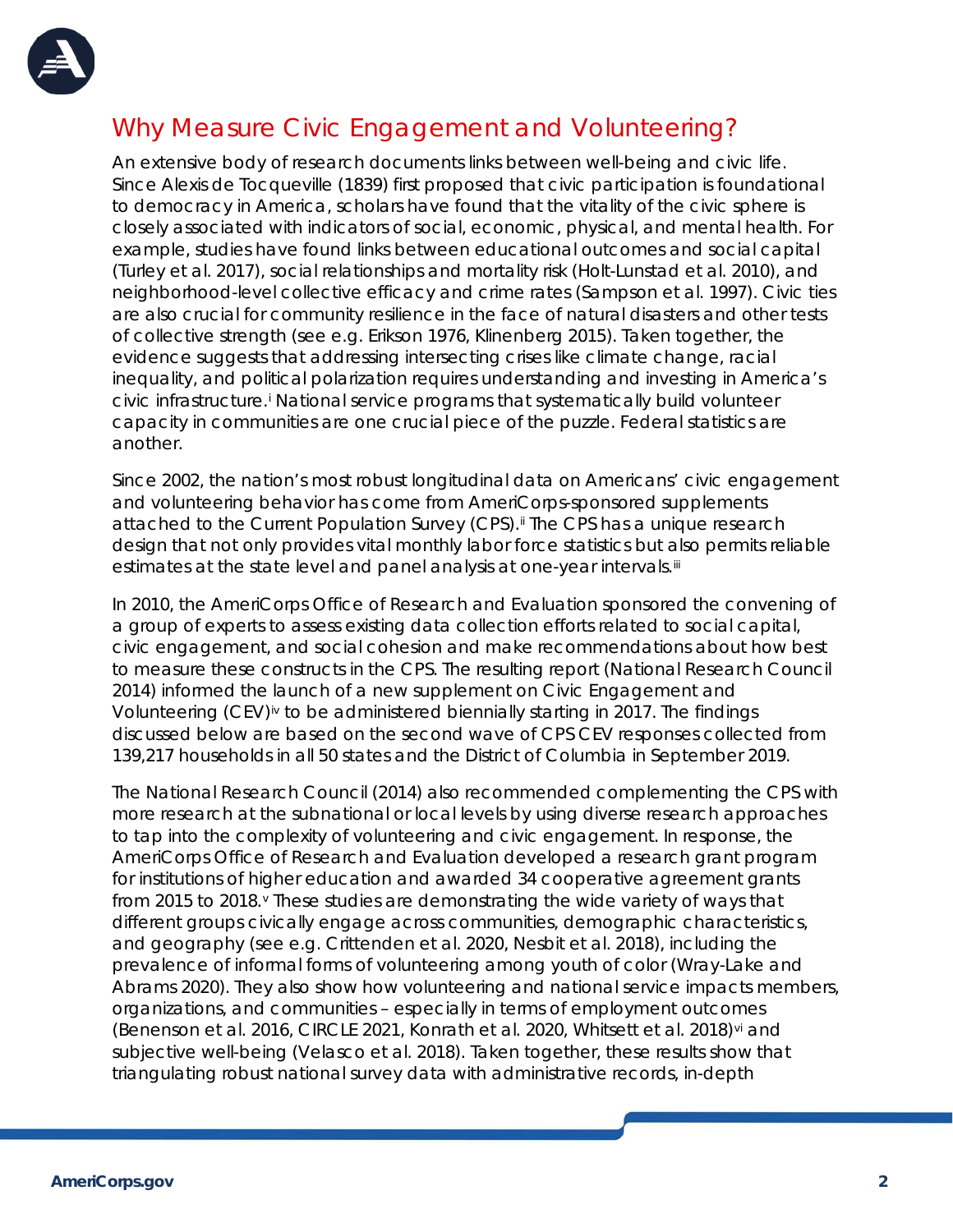## Why Measure Civic Engagement and Volunteering?

An extensive body of research documents links between well-being and civic life. Since Alexis de Tocqueville (1839) first proposed that civic participation is foundational to democracy in America, scholars have found that the vitality of the civic sphere is closely associated with indicators of social, economic, physical, and mental health. For example, studies have found links between educational outcomes and social capital (Turley et al. 2017), social relationships and mortality risk (Holt-Lunstad et al. 2010), and neighborhood-level collective efficacy and crime rates (Sampson et al. 1997). Civic ties are also crucial for community resilience in the face of natural disasters and other tests of collective strength (see e.g. Erikson 1976, Klinenberg 2015). Taken together, the evidence suggests that addressing intersecting crises like climate change, racial inequality, and political polarization requires understanding and investing in America's civic infrastructure.[i] National service programs that systematically build volunteer capacity in communities are one crucial piece of the puzzle. Federal statistics are another.

Since 2002, the nation's most robust longitudinal data on Americans' civic engagement and volunteering behavior has come from AmeriCorps-sponsored supplements attached to the Current Population Survey (CPS).[ii] The CPS has a unique research design that not only provides vital monthly labor force statistics but also permits reliable estimates at the state level and panel analysis at one-year intervals.[iii]

In 2010, the AmeriCorps Office of Research and Evaluation sponsored the convening of a group of experts to assess existing data collection efforts related to social capital, civic engagement, and social cohesion and make recommendations about how best to measure these constructs in the CPS. The resulting report (National Research Council 2014) informed the launch of a new supplement on Civic Engagement and Volunteering (CEV)[iv] to be administered biennially starting in 2017. The findings discussed below are based on the second wave of CPS CEV responses collected from 139,217 households in all 50 states and the District of Columbia in September 2019.

The National Research Council (2014) also recommended complementing the CPS with more research at the subnational or local levels by using diverse research approaches to tap into the complexity of volunteering and civic engagement. In response, the AmeriCorps Office of Research and Evaluation developed a research grant program for institutions of higher education and awarded 34 cooperative agreement grants from 2015 to 2018.[v] These studies are demonstrating the wide variety of ways that different groups civically engage across communities, demographic characteristics, and geography (see e.g. Crittenden et al. 2020, Nesbit et al. 2018), including the prevalence of informal forms of volunteering among youth of color (Wray-Lake and Abrams 2020). They also show how volunteering and national service impacts members, organizations, and communities – especially in terms of employment outcomes (Benenson et al. 2016, CIRCLE 2021, Konrath et al. 2020, Whitsett et al. 2018)[vi] and subjective well-being (Velasco et al. 2018). Taken together, these results show that triangulating robust national survey data with administrative records, in-depth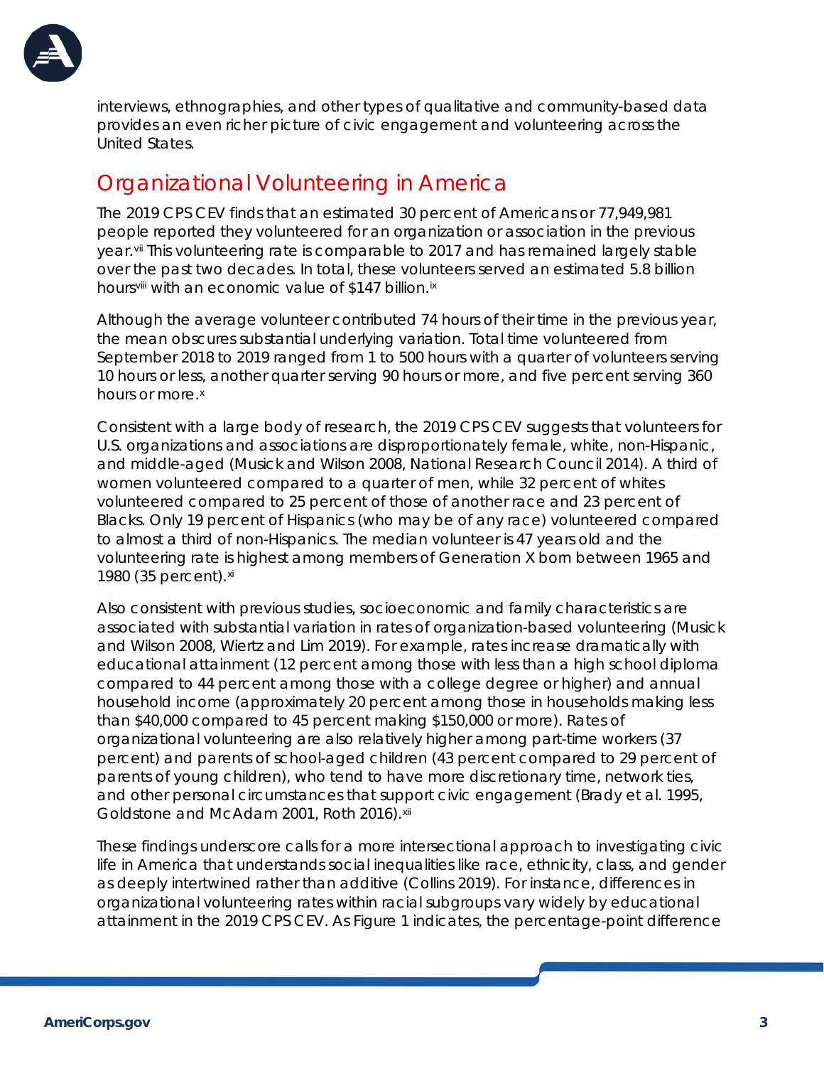interviews, ethnographies, and other types of qualitative and community-based data provides an even richer picture of civic engagement and volunteering across the United States.

## Organizational Volunteering in America

The 2019 CPS CEV finds that an estimated 30 percent of Americans or 77,949,981 people reported they volunteered for an organization or association in the previous year.[vii] This volunteering rate is comparable to 2017 and has remained largely stable over the past two decades. In total, these volunteers served an estimated 5.8 billion hours[viii] with an economic value of $147 billion.[ix]

Although the average volunteer contributed 74 hours of their time in the previous year, the mean obscures substantial underlying variation. Total time volunteered from September 2018 to 2019 ranged from 1 to 500 hours with a quarter of volunteers serving 10 hours or less, another quarter serving 90 hours or more, and five percent serving 360 hours or more.[x]

Consistent with a large body of research, the 2019 CPS CEV suggests that volunteers for U.S. organizations and associations are disproportionately female, white, non-Hispanic, and middle-aged (Musick and Wilson 2008, National Research Council 2014). A third of women volunteered compared to a quarter of men, while 32 percent of whites volunteered compared to 25 percent of those of another race and 23 percent of Blacks. Only 19 percent of Hispanics (who may be of any race) volunteered compared to almost a third of non-Hispanics. The median volunteer is 47 years old and the volunteering rate is highest among members of Generation X born between 1965 and 1980 (35 percent).[xi]

Also consistent with previous studies, socioeconomic and family characteristics are associated with substantial variation in rates of organization-based volunteering (Musick and Wilson 2008, Wiertz and Lim 2019). For example, rates increase dramatically with educational attainment (12 percent among those with less than a high school diploma compared to 44 percent among those with a college degree or higher) and annual household income (approximately 20 percent among those in households making less than $40,000 compared to 45 percent making $150,000 or more). Rates of organizational volunteering are also relatively higher among part-time workers (37 percent) and parents of school-aged children (43 percent compared to 29 percent of parents of young children), who tend to have more discretionary time, network ties, and other personal circumstances that support civic engagement (Brady et al. 1995, Goldstone and McAdam 2001, Roth 2016).[xii]

These findings underscore calls for a more intersectional approach to investigating civic life in America that understands social inequalities like race, ethnicity, class, and gender as deeply intertwined rather than additive (Collins 2019). For instance, differences in organizational volunteering rates within racial subgroups vary widely by educational attainment in the 2019 CPS CEV. As Figure 1 indicates, the percentage-point difference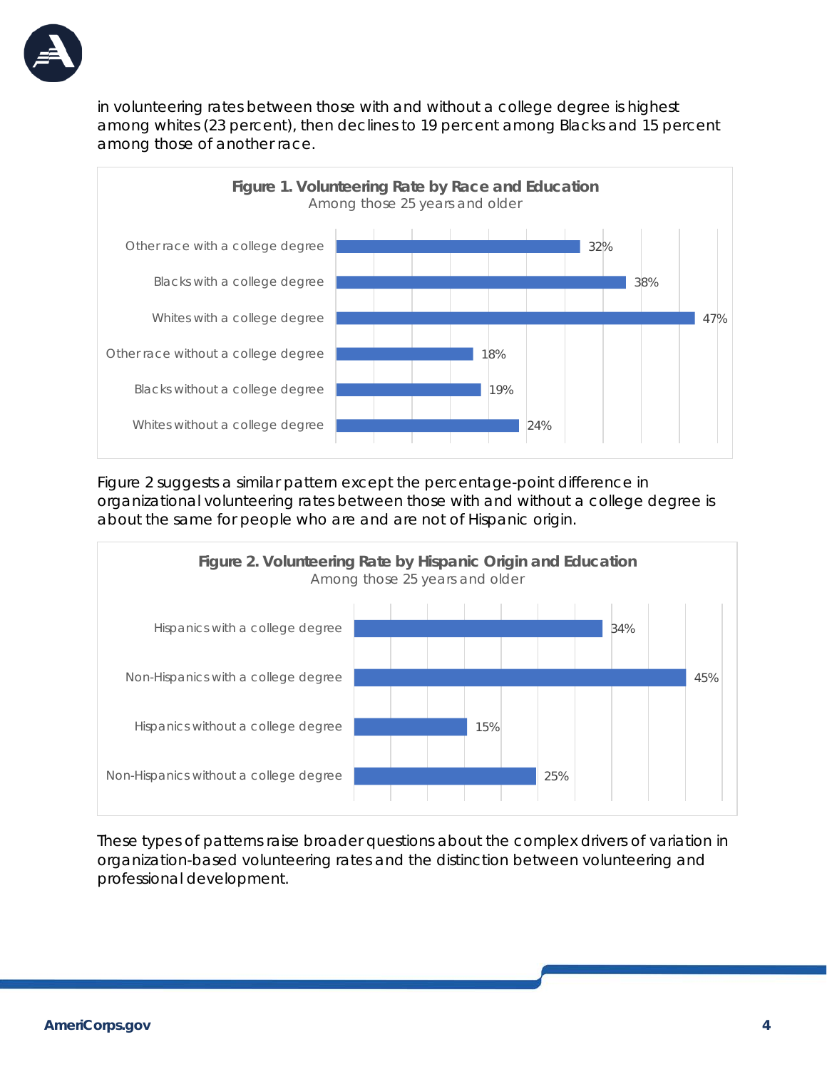in volunteering rates between those with and without a college degree is highest among whites (23 percent), then declines to 19 percent among Blacks and 15 percent among those of another race.

**Figure 1. Volunteering Rate by Race and Education**
Among those 25 years and older

| Group | Volunteering Rate |
| --- | --- |
| Other race with a college degree | 32% |
| Blacks with a college degree | 38% |
| Whites with a college degree | 47% |
| Other race without a college degree | 18% |
| Blacks without a college degree | 19% |
| Whites without a college degree | 24% |

Figure 2 suggests a similar pattern except the percentage-point difference in organizational volunteering rates between those with and without a college degree is about the same for people who are and are not of Hispanic origin.

**Figure 2. Volunteering Rate by Hispanic Origin and Education**
Among those 25 years and older

| Group | Volunteering Rate |
| --- | --- |
| Hispanics with a college degree | 34% |
| Non-Hispanics with a college degree | 45% |
| Hispanics without a college degree | 15% |
| Non-Hispanics without a college degree | 25% |

These types of patterns raise broader questions about the complex drivers of variation in organization-based volunteering rates and the distinction between volunteering and professional development.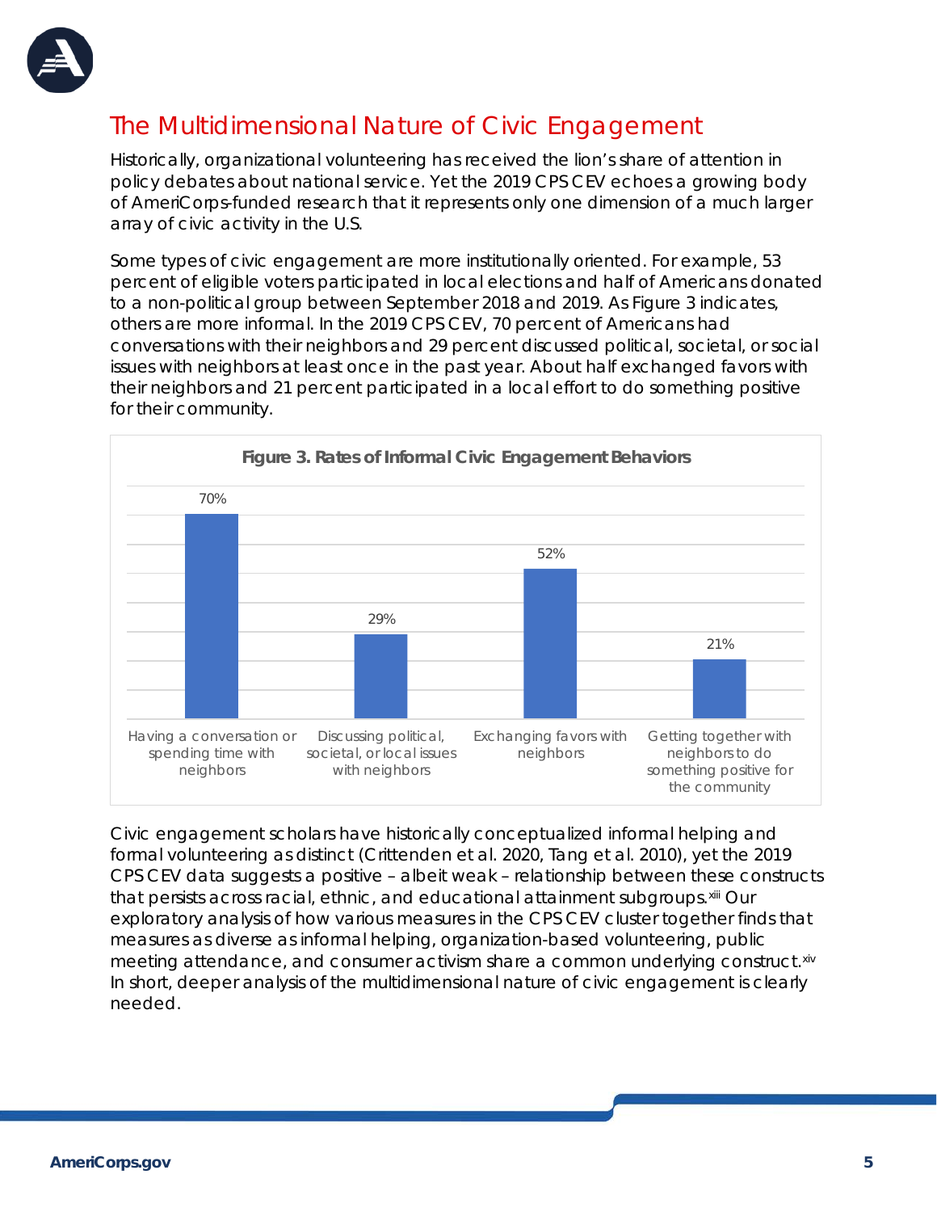## The Multidimensional Nature of Civic Engagement

Historically, organizational volunteering has received the lion's share of attention in policy debates about national service. Yet the 2019 CPS CEV echoes a growing body of AmeriCorps-funded research that it represents only one dimension of a much larger array of civic activity in the U.S.

Some types of civic engagement are more institutionally oriented. For example, 53 percent of eligible voters participated in local elections and half of Americans donated to a non-political group between September 2018 and 2019. As Figure 3 indicates, others are more informal. In the 2019 CPS CEV, 70 percent of Americans had conversations with their neighbors and 29 percent discussed political, societal, or social issues with neighbors at least once in the past year. About half exchanged favors with their neighbors and 21 percent participated in a local effort to do something positive for their community.

**Figure 3. Rates of Informal Civic Engagement Behaviors**

| Behavior | Rate |
| --- | --- |
| Having a conversation or spending time with neighbors | 70% |
| Discussing political, societal, or local issues with neighbors | 29% |
| Exchanging favors with neighbors | 52% |
| Getting together with neighbors to do something positive for the community | 21% |

Civic engagement scholars have historically conceptualized informal helping and formal volunteering as distinct (Crittenden et al. 2020, Tang et al. 2010), yet the 2019 CPS CEV data suggests a positive – albeit weak – relationship between these constructs that persists across racial, ethnic, and educational attainment subgroups.[xiii] Our exploratory analysis of how various measures in the CPS CEV cluster together finds that measures as diverse as informal helping, organization-based volunteering, public meeting attendance, and consumer activism share a common underlying construct.[xiv] In short, deeper analysis of the multidimensional nature of civic engagement is clearly needed.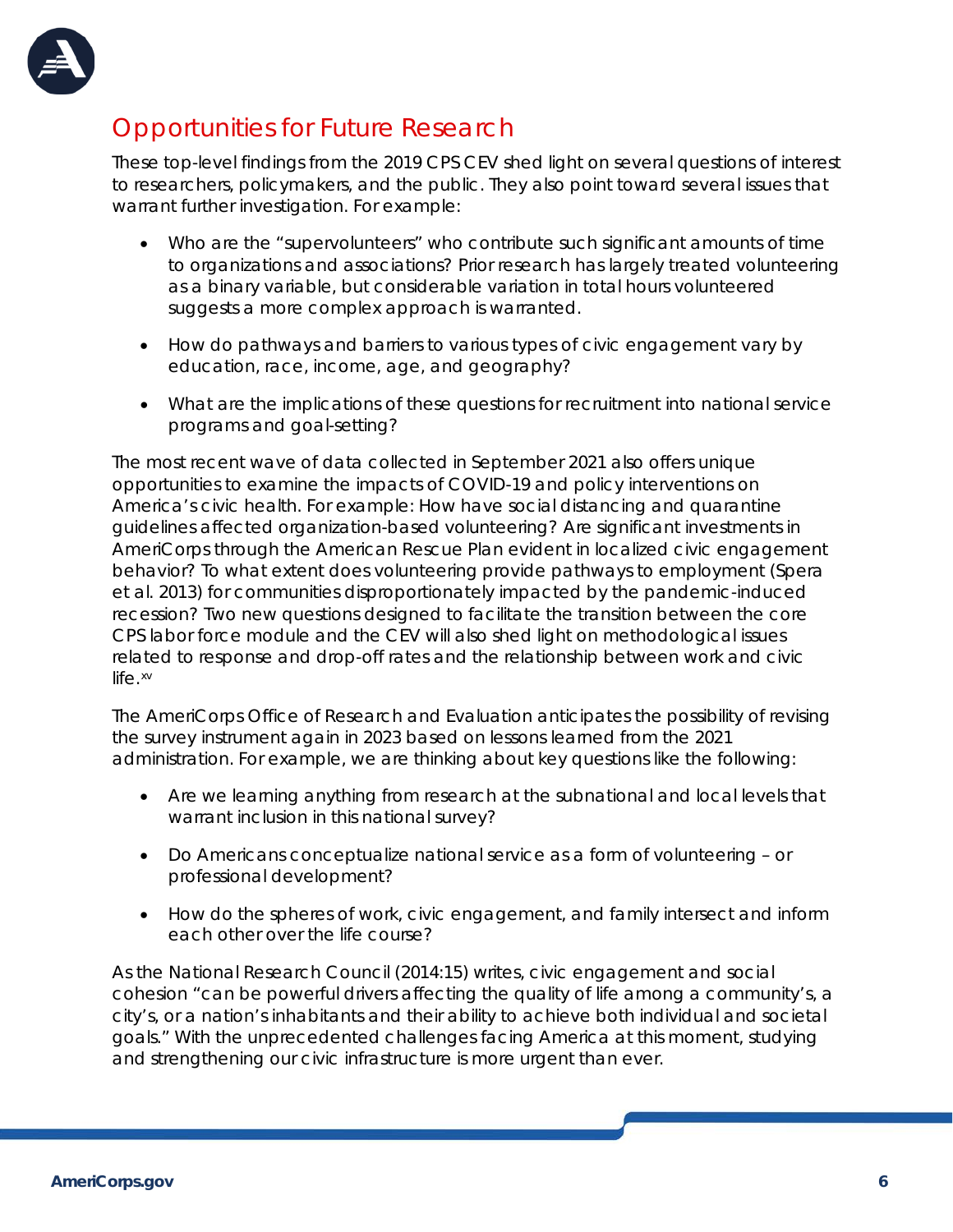## Opportunities for Future Research

These top-level findings from the 2019 CPS CEV shed light on several questions of interest to researchers, policymakers, and the public. They also point toward several issues that warrant further investigation. For example:

- Who are the "supervolunteers" who contribute such significant amounts of time to organizations and associations? Prior research has largely treated volunteering as a binary variable, but considerable variation in total hours volunteered suggests a more complex approach is warranted.
- How do pathways and barriers to various types of civic engagement vary by education, race, income, age, and geography?
- What are the implications of these questions for recruitment into national service programs and goal-setting?

The most recent wave of data collected in September 2021 also offers unique opportunities to examine the impacts of COVID-19 and policy interventions on America's civic health. For example: How have social distancing and quarantine guidelines affected organization-based volunteering? Are significant investments in AmeriCorps through the American Rescue Plan evident in localized civic engagement behavior? To what extent does volunteering provide pathways to employment (Spera et al. 2013) for communities disproportionately impacted by the pandemic-induced recession? Two new questions designed to facilitate the transition between the core CPS labor force module and the CEV will also shed light on methodological issues related to response and drop-off rates and the relationship between work and civic life.[xv]

The AmeriCorps Office of Research and Evaluation anticipates the possibility of revising the survey instrument again in 2023 based on lessons learned from the 2021 administration. For example, we are thinking about key questions like the following:

- Are we learning anything from research at the subnational and local levels that warrant inclusion in this national survey?
- Do Americans conceptualize national service as a form of volunteering – or professional development?
- How do the spheres of work, civic engagement, and family intersect and inform each other over the life course?

As the National Research Council (2014:15) writes, civic engagement and social cohesion "can be powerful drivers affecting the quality of life among a community's, a city's, or a nation's inhabitants and their ability to achieve both individual and societal goals." With the unprecedented challenges facing America at this moment, studying and strengthening our civic infrastructure is more urgent than ever.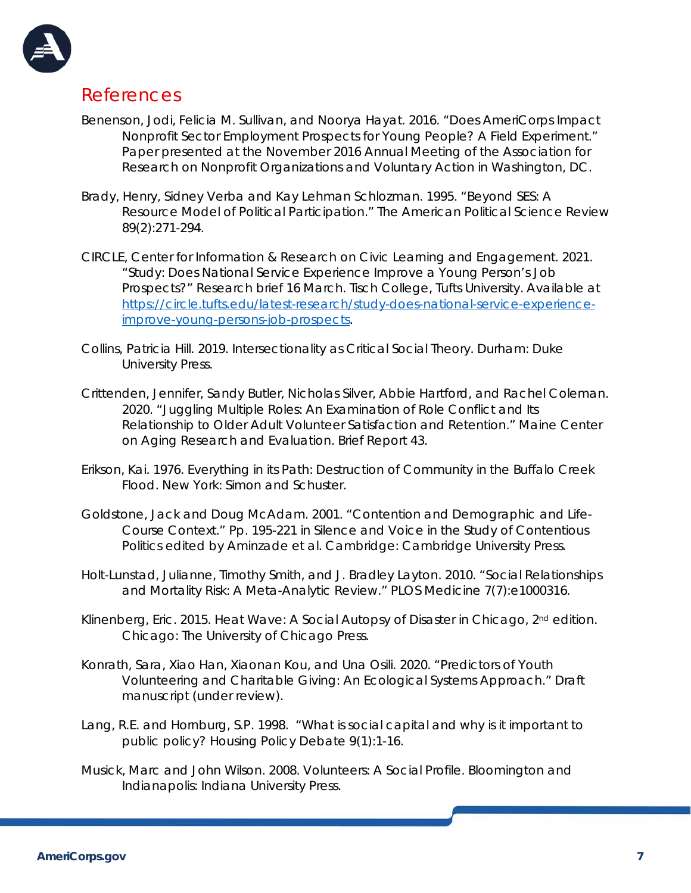## References

Benenson, Jodi, Felicia M. Sullivan, and Noorya Hayat. 2016. "Does AmeriCorps Impact Nonprofit Sector Employment Prospects for Young People? A Field Experiment." Paper presented at the November 2016 Annual Meeting of the Association for Research on Nonprofit Organizations and Voluntary Action in Washington, DC.

Brady, Henry, Sidney Verba and Kay Lehman Schlozman. 1995. "Beyond SES: A Resource Model of Political Participation." The American Political Science Review 89(2):271-294.

CIRCLE, Center for Information & Research on Civic Learning and Engagement. 2021. "Study: Does National Service Experience Improve a Young Person's Job Prospects?" Research brief 16 March. Tisch College, Tufts University. Available at [https://circle.tufts.edu/latest-research/study-does-national-service-experience-improve-young-persons-job-prospects](https://circle.tufts.edu/latest-research/study-does-national-service-experience-improve-young-persons-job-prospects).

Collins, Patricia Hill. 2019. Intersectionality as Critical Social Theory. Durham: Duke University Press.

Crittenden, Jennifer, Sandy Butler, Nicholas Silver, Abbie Hartford, and Rachel Coleman. 2020. "Juggling Multiple Roles: An Examination of Role Conflict and Its Relationship to Older Adult Volunteer Satisfaction and Retention." Maine Center on Aging Research and Evaluation. Brief Report 43.

Erikson, Kai. 1976. Everything in its Path: Destruction of Community in the Buffalo Creek Flood. New York: Simon and Schuster.

Goldstone, Jack and Doug McAdam. 2001. "Contention and Demographic and Life-Course Context." Pp. 195-221 in Silence and Voice in the Study of Contentious Politics edited by Aminzade et al. Cambridge: Cambridge University Press.

Holt-Lunstad, Julianne, Timothy Smith, and J. Bradley Layton. 2010. "Social Relationships and Mortality Risk: A Meta-Analytic Review." PLOS Medicine 7(7):e1000316.

Klinenberg, Eric. 2015. Heat Wave: A Social Autopsy of Disaster in Chicago, 2nd edition. Chicago: The University of Chicago Press.

Konrath, Sara, Xiao Han, Xiaonan Kou, and Una Osili. 2020. "Predictors of Youth Volunteering and Charitable Giving: An Ecological Systems Approach." Draft manuscript (under review).

Lang, R.E. and Hornburg, S.P. 1998. "What is social capital and why is it important to public policy? Housing Policy Debate 9(1):1-16.

Musick, Marc and John Wilson. 2008. Volunteers: A Social Profile. Bloomington and Indianapolis: Indiana University Press.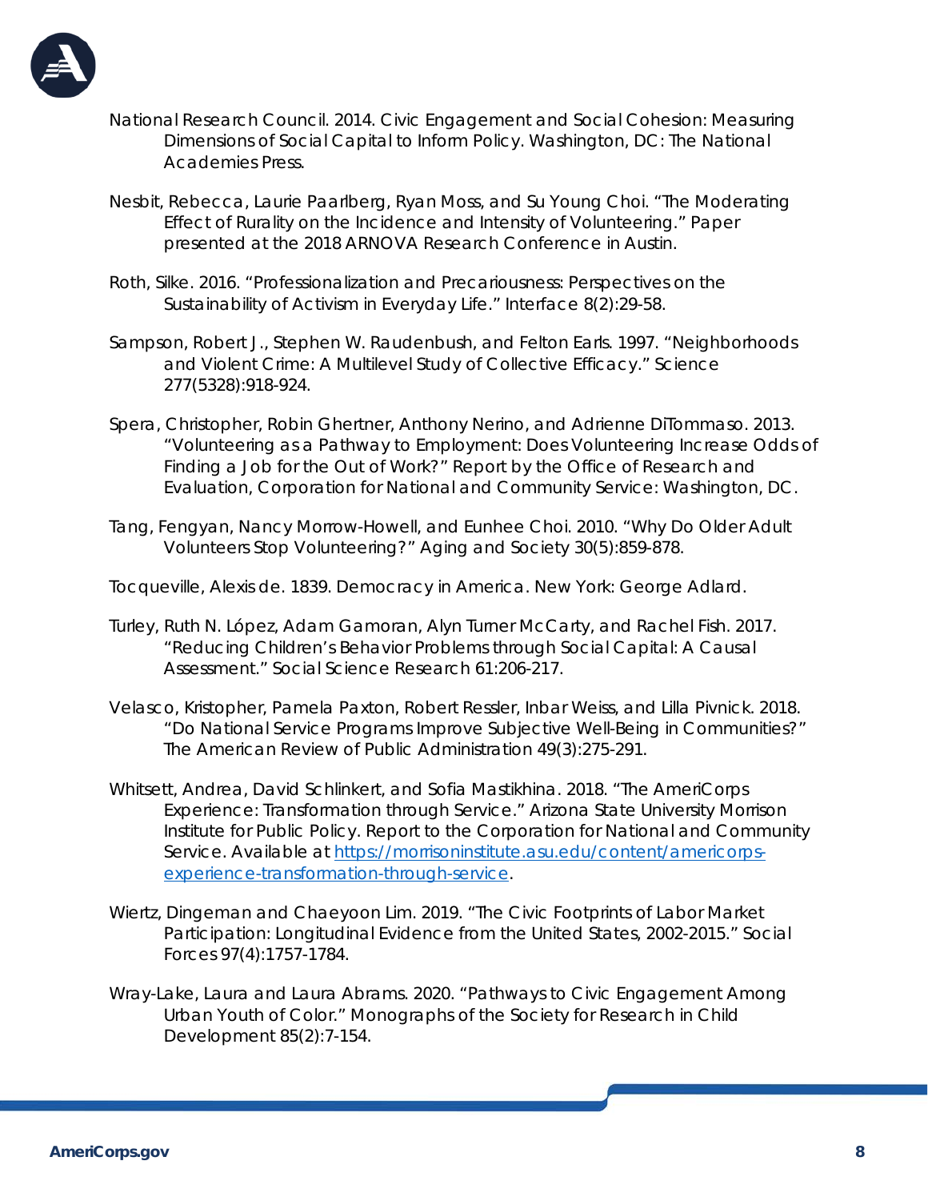National Research Council. 2014. Civic Engagement and Social Cohesion: Measuring Dimensions of Social Capital to Inform Policy. Washington, DC: The National Academies Press.

Nesbit, Rebecca, Laurie Paarlberg, Ryan Moss, and Su Young Choi. "The Moderating Effect of Rurality on the Incidence and Intensity of Volunteering." Paper presented at the 2018 ARNOVA Research Conference in Austin.

Roth, Silke. 2016. "Professionalization and Precariousness: Perspectives on the Sustainability of Activism in Everyday Life." Interface 8(2):29-58.

Sampson, Robert J., Stephen W. Raudenbush, and Felton Earls. 1997. "Neighborhoods and Violent Crime: A Multilevel Study of Collective Efficacy." Science 277(5328):918-924.

Spera, Christopher, Robin Ghertner, Anthony Nerino, and Adrienne DiTommaso. 2013. "Volunteering as a Pathway to Employment: Does Volunteering Increase Odds of Finding a Job for the Out of Work?" Report by the Office of Research and Evaluation, Corporation for National and Community Service: Washington, DC.

Tang, Fengyan, Nancy Morrow-Howell, and Eunhee Choi. 2010. "Why Do Older Adult Volunteers Stop Volunteering?" Aging and Society 30(5):859-878.

Tocqueville, Alexis de. 1839. Democracy in America. New York: George Adlard.

Turley, Ruth N. López, Adam Gamoran, Alyn Turner McCarty, and Rachel Fish. 2017. "Reducing Children's Behavior Problems through Social Capital: A Causal Assessment." Social Science Research 61:206-217.

Velasco, Kristopher, Pamela Paxton, Robert Ressler, Inbar Weiss, and Lilla Pivnick. 2018. "Do National Service Programs Improve Subjective Well-Being in Communities?" The American Review of Public Administration 49(3):275-291.

Whitsett, Andrea, David Schlinkert, and Sofia Mastikhina. 2018. "The AmeriCorps Experience: Transformation through Service." Arizona State University Morrison Institute for Public Policy. Report to the Corporation for National and Community Service. Available at [https://morrisoninstitute.asu.edu/content/americorps-experience-transformation-through-service](https://morrisoninstitute.asu.edu/content/americorps-experience-transformation-through-service).

Wiertz, Dingeman and Chaeyoon Lim. 2019. "The Civic Footprints of Labor Market Participation: Longitudinal Evidence from the United States, 2002-2015." Social Forces 97(4):1757-1784.

Wray-Lake, Laura and Laura Abrams. 2020. "Pathways to Civic Engagement Among Urban Youth of Color." Monographs of the Society for Research in Child Development 85(2):7-154.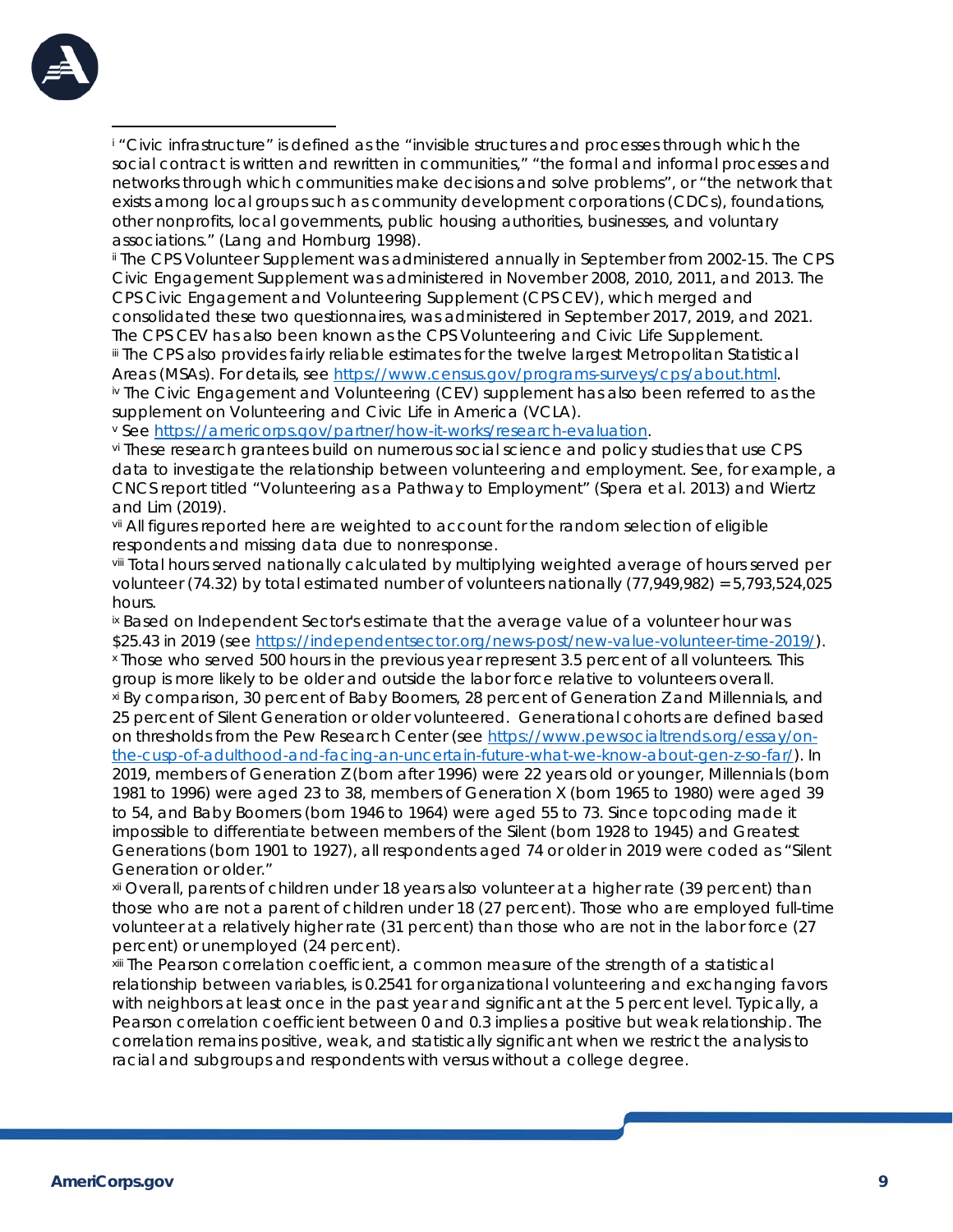[i] "Civic infrastructure" is defined as the "invisible structures and processes through which the social contract is written and rewritten in communities," "the formal and informal processes and networks through which communities make decisions and solve problems", or "the network that exists among local groups such as community development corporations (CDCs), foundations, other nonprofits, local governments, public housing authorities, businesses, and voluntary associations." (Lang and Hornburg 1998).

[ii] The CPS Volunteer Supplement was administered annually in September from 2002-15. The CPS Civic Engagement Supplement was administered in November 2008, 2010, 2011, and 2013. The CPS Civic Engagement and Volunteering Supplement (CPS CEV), which merged and consolidated these two questionnaires, was administered in September 2017, 2019, and 2021. The CPS CEV has also been known as the CPS Volunteering and Civic Life Supplement.

[iii] The CPS also provides fairly reliable estimates for the twelve largest Metropolitan Statistical Areas (MSAs). For details, see https://www.census.gov/programs-surveys/cps/about.html.

[iv] The Civic Engagement and Volunteering (CEV) supplement has also been referred to as the supplement on Volunteering and Civic Life in America (VCLA).

[v] See https://americorps.gov/partner/how-it-works/research-evaluation.

[vi] These research grantees build on numerous social science and policy studies that use CPS data to investigate the relationship between volunteering and employment. See, for example, a CNCS report titled "Volunteering as a Pathway to Employment" (Spera et al. 2013) and Wiertz and Lim (2019).

[vii] All figures reported here are weighted to account for the random selection of eligible respondents and missing data due to nonresponse.

[viii] Total hours served nationally calculated by multiplying weighted average of hours served per volunteer (74.32) by total estimated number of volunteers nationally (77,949,982) = 5,793,524,025 hours.

[ix] Based on Independent Sector's estimate that the average value of a volunteer hour was $25.43 in 2019 (see https://independentsector.org/news-post/new-value-volunteer-time-2019/).

[x] Those who served 500 hours in the previous year represent 3.5 percent of all volunteers. This group is more likely to be older and outside the labor force relative to volunteers overall.

[xi] By comparison, 30 percent of Baby Boomers, 28 percent of Generation Z and Millennials, and 25 percent of Silent Generation or older volunteered. Generational cohorts are defined based on thresholds from the Pew Research Center (see https://www.pewsocialtrends.org/essay/on-the-cusp-of-adulthood-and-facing-an-uncertain-future-what-we-know-about-gen-z-so-far/). In 2019, members of Generation Z (born after 1996) were 22 years old or younger, Millennials (born 1981 to 1996) were aged 23 to 38, members of Generation X (born 1965 to 1980) were aged 39 to 54, and Baby Boomers (born 1946 to 1964) were aged 55 to 73. Since topcoding made it impossible to differentiate between members of the Silent (born 1928 to 1945) and Greatest Generations (born 1901 to 1927), all respondents aged 74 or older in 2019 were coded as "Silent Generation or older."

[xii] Overall, parents of children under 18 years also volunteer at a higher rate (39 percent) than those who are not a parent of children under 18 (27 percent). Those who are employed full-time volunteer at a relatively higher rate (31 percent) than those who are not in the labor force (27 percent) or unemployed (24 percent).

[xiii] The Pearson correlation coefficient, a common measure of the strength of a statistical relationship between variables, is 0.2541 for organizational volunteering and exchanging favors with neighbors at least once in the past year and significant at the 5 percent level. Typically, a Pearson correlation coefficient between 0 and 0.3 implies a positive but weak relationship. The correlation remains positive, weak, and statistically significant when we restrict the analysis to racial and subgroups and respondents with versus without a college degree.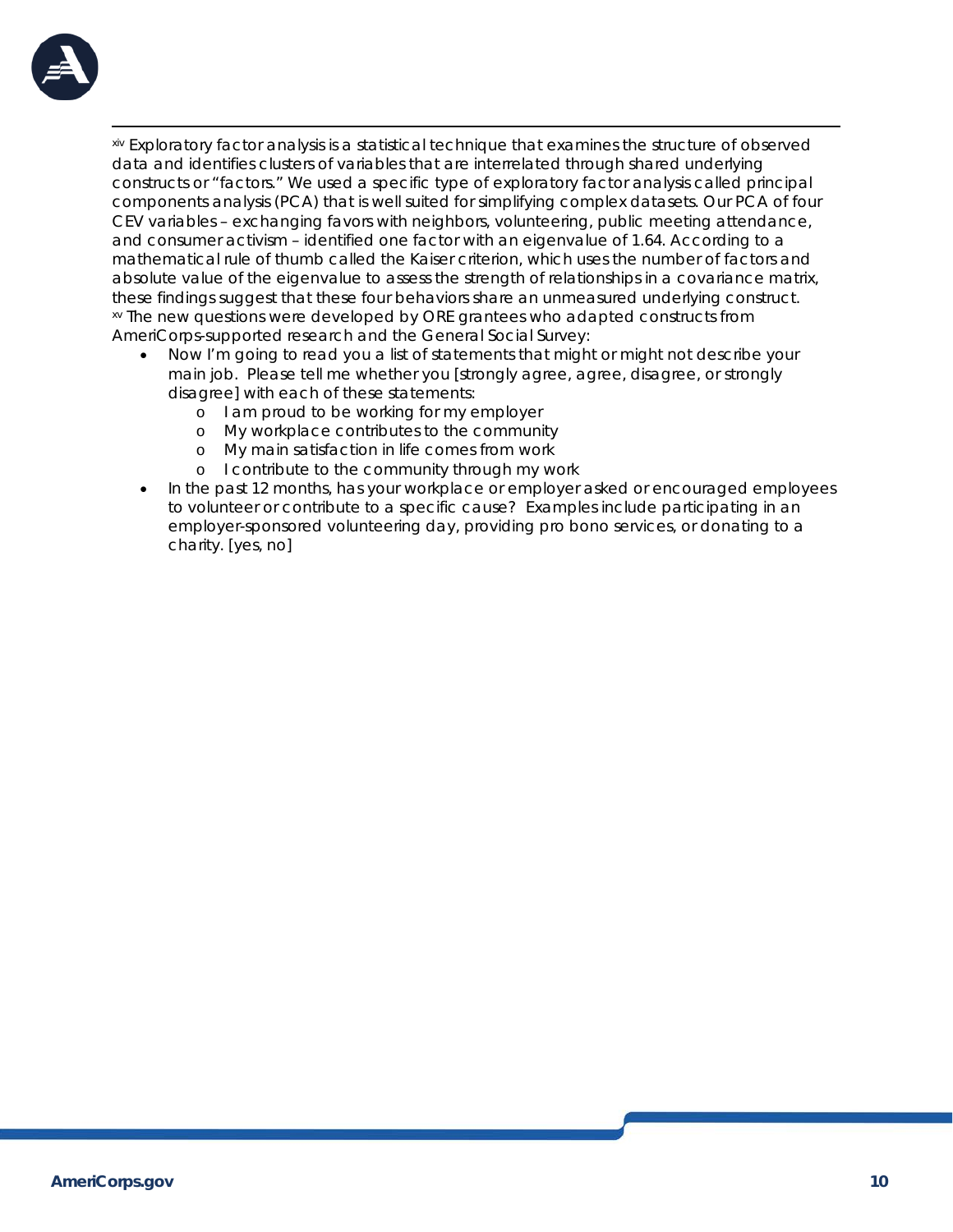[xiv] Exploratory factor analysis is a statistical technique that examines the structure of observed data and identifies clusters of variables that are interrelated through shared underlying constructs or "factors." We used a specific type of exploratory factor analysis called principal components analysis (PCA) that is well suited for simplifying complex datasets. Our PCA of four CEV variables – exchanging favors with neighbors, volunteering, public meeting attendance, and consumer activism – identified one factor with an eigenvalue of 1.64. According to a mathematical rule of thumb called the Kaiser criterion, which uses the number of factors and absolute value of the eigenvalue to assess the strength of relationships in a covariance matrix, these findings suggest that these four behaviors share an unmeasured underlying construct.

[xv] The new questions were developed by ORE grantees who adapted constructs from AmeriCorps-supported research and the General Social Survey:

- Now I'm going to read you a list of statements that might or might not describe your main job. Please tell me whether you [strongly agree, agree, disagree, or strongly disagree] with each of these statements:
    - I am proud to be working for my employer
    - My workplace contributes to the community
    - My main satisfaction in life comes from work
    - I contribute to the community through my work
- In the past 12 months, has your workplace or employer asked or encouraged employees to volunteer or contribute to a specific cause? Examples include participating in an employer-sponsored volunteering day, providing pro bono services, or donating to a charity. [yes, no]